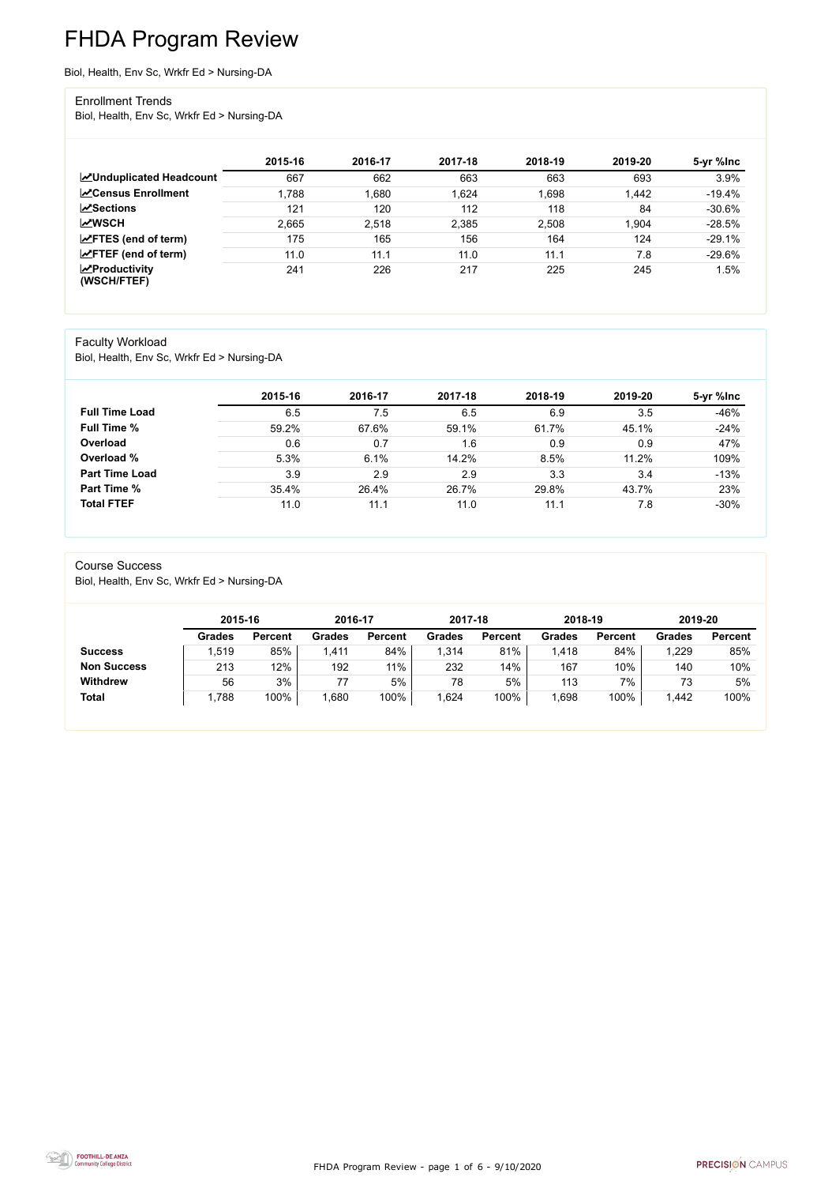# FHDA Program Review

Biol, Health, Env Sc, Wrkfr Ed > Nursing-DA

## Enrollment Trends

Biol, Health, Env Sc, Wrkfr Ed > Nursing-DA

| | 2015-16 | 2016-17 | 2017-18 | 2018-19 | 2019-20 | 5-yr %Inc |
|---|---|---|---|---|---|---|
| **Unduplicated Headcount** | 667 | 662 | 663 | 663 | 693 | 3.9% |
| **Census Enrollment** | 1,788 | 1,680 | 1,624 | 1,698 | 1,442 | -19.4% |
| **Sections** | 121 | 120 | 112 | 118 | 84 | -30.6% |
| **WSCH** | 2,665 | 2,518 | 2,385 | 2,508 | 1,904 | -28.5% |
| **FTES (end of term)** | 175 | 165 | 156 | 164 | 124 | -29.1% |
| **FTEF (end of term)** | 11.0 | 11.1 | 11.0 | 11.1 | 7.8 | -29.6% |
| **Productivity (WSCH/FTEF)** | 241 | 226 | 217 | 225 | 245 | 1.5% |

## Faculty Workload

Biol, Health, Env Sc, Wrkfr Ed > Nursing-DA

| | 2015-16 | 2016-17 | 2017-18 | 2018-19 | 2019-20 | 5-yr %Inc |
|---|---|---|---|---|---|---|
| **Full Time Load** | 6.5 | 7.5 | 6.5 | 6.9 | 3.5 | -46% |
| **Full Time %** | 59.2% | 67.6% | 59.1% | 61.7% | 45.1% | -24% |
| **Overload** | 0.6 | 0.7 | 1.6 | 0.9 | 0.9 | 47% |
| **Overload %** | 5.3% | 6.1% | 14.2% | 8.5% | 11.2% | 109% |
| **Part Time Load** | 3.9 | 2.9 | 2.9 | 3.3 | 3.4 | -13% |
| **Part Time %** | 35.4% | 26.4% | 26.7% | 29.8% | 43.7% | 23% |
| **Total FTEF** | 11.0 | 11.1 | 11.0 | 11.1 | 7.8 | -30% |

## Course Success

Biol, Health, Env Sc, Wrkfr Ed > Nursing-DA

| | 2015-16 | | 2016-17 | | 2017-18 | | 2018-19 | | 2019-20 | |
|---|---|---|---|---|---|---|---|---|---|---|
| | **Grades** | **Percent** | **Grades** | **Percent** | **Grades** | **Percent** | **Grades** | **Percent** | **Grades** | **Percent** |
| **Success** | 1,519 | 85% | 1,411 | 84% | 1,314 | 81% | 1,418 | 84% | 1,229 | 85% |
| **Non Success** | 213 | 12% | 192 | 11% | 232 | 14% | 167 | 10% | 140 | 10% |
| **Withdrew** | 56 | 3% | 77 | 5% | 78 | 5% | 113 | 7% | 73 | 5% |
| **Total** | 1,788 | 100% | 1,680 | 100% | 1,624 | 100% | 1,698 | 100% | 1,442 | 100% |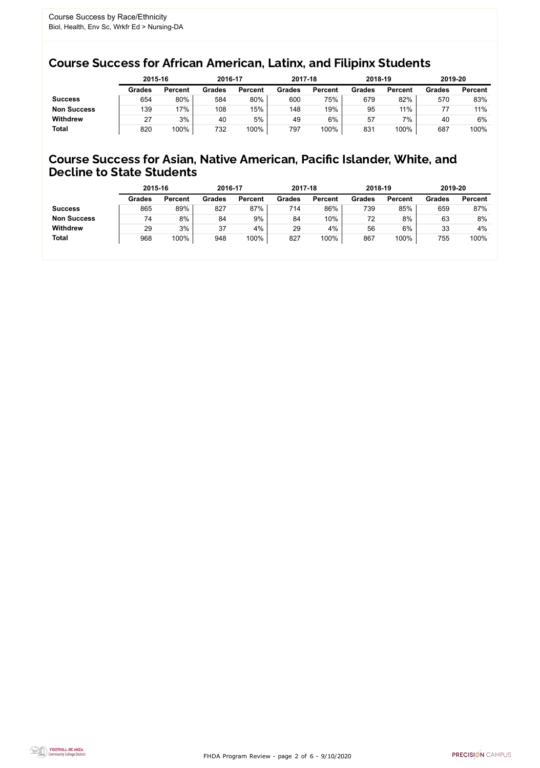Course Success by Race/Ethnicity
Biol, Health, Env Sc, Wrkfr Ed > Nursing-DA

## Course Success for African American, Latinx, and Filipinx Students

| | 2015-16 | | 2016-17 | | 2017-18 | | 2018-19 | | 2019-20 | |
|---|---|---|---|---|---|---|---|---|---|---|
| | **Grades** | **Percent** | **Grades** | **Percent** | **Grades** | **Percent** | **Grades** | **Percent** | **Grades** | **Percent** |
| **Success** | 654 | 80% | 584 | 80% | 600 | 75% | 679 | 82% | 570 | 83% |
| **Non Success** | 139 | 17% | 108 | 15% | 148 | 19% | 95 | 11% | 77 | 11% |
| **Withdrew** | 27 | 3% | 40 | 5% | 49 | 6% | 57 | 7% | 40 | 6% |
| **Total** | 820 | 100% | 732 | 100% | 797 | 100% | 831 | 100% | 687 | 100% |

## Course Success for Asian, Native American, Pacific Islander, White, and Decline to State Students

| | 2015-16 | | 2016-17 | | 2017-18 | | 2018-19 | | 2019-20 | |
|---|---|---|---|---|---|---|---|---|---|---|
| | **Grades** | **Percent** | **Grades** | **Percent** | **Grades** | **Percent** | **Grades** | **Percent** | **Grades** | **Percent** |
| **Success** | 865 | 89% | 827 | 87% | 714 | 86% | 739 | 85% | 659 | 87% |
| **Non Success** | 74 | 8% | 84 | 9% | 84 | 10% | 72 | 8% | 63 | 8% |
| **Withdrew** | 29 | 3% | 37 | 4% | 29 | 4% | 56 | 6% | 33 | 4% |
| **Total** | 968 | 100% | 948 | 100% | 827 | 100% | 867 | 100% | 755 | 100% |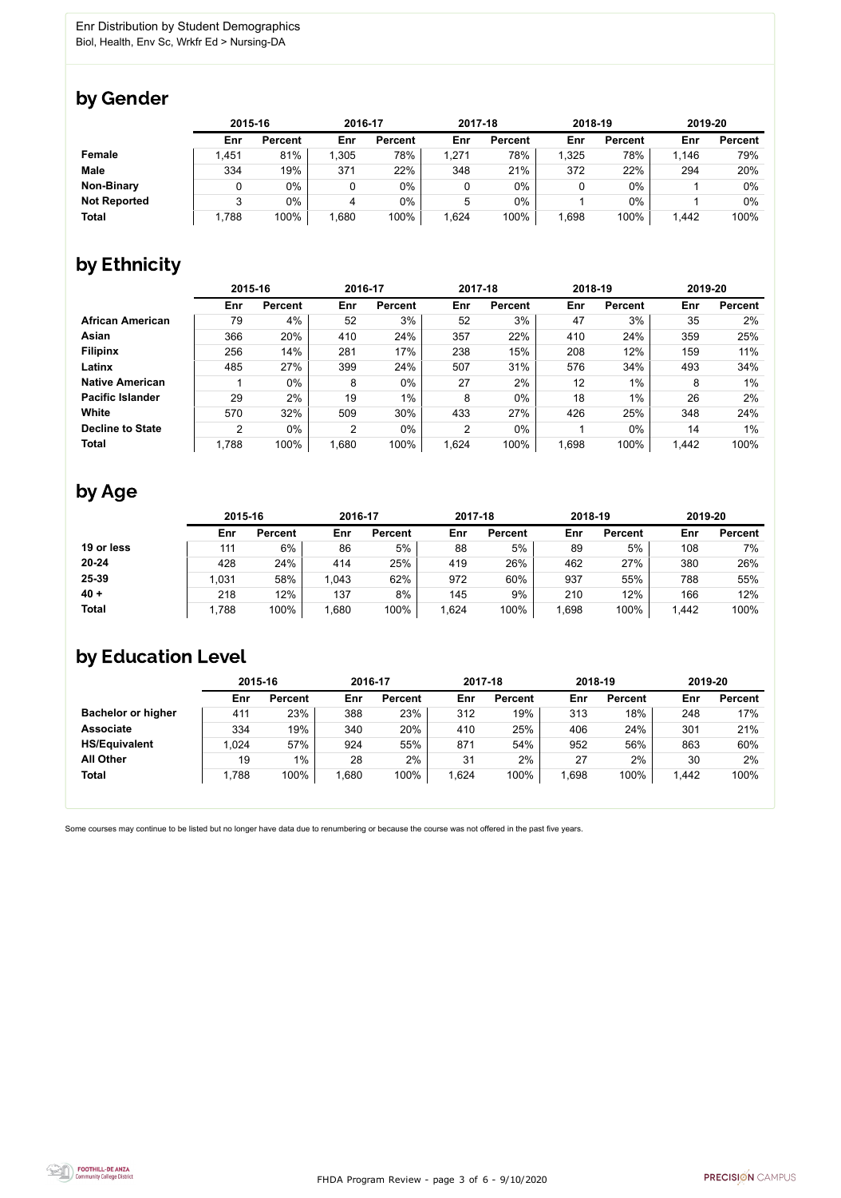Enr Distribution by Student Demographics

Biol, Health, Env Sc, Wrkfr Ed > Nursing-DA

## by Gender

| | 2015-16 | | 2016-17 | | 2017-18 | | 2018-19 | | 2019-20 | |
|---|---|---|---|---|---|---|---|---|---|---|
| | Enr | Percent | Enr | Percent | Enr | Percent | Enr | Percent | Enr | Percent |
| **Female** | 1,451 | 81% | 1,305 | 78% | 1,271 | 78% | 1,325 | 78% | 1,146 | 79% |
| **Male** | 334 | 19% | 371 | 22% | 348 | 21% | 372 | 22% | 294 | 20% |
| **Non-Binary** | 0 | 0% | 0 | 0% | 0 | 0% | 0 | 0% | 1 | 0% |
| **Not Reported** | 3 | 0% | 4 | 0% | 5 | 0% | 1 | 0% | 1 | 0% |
| **Total** | 1,788 | 100% | 1,680 | 100% | 1,624 | 100% | 1,698 | 100% | 1,442 | 100% |

## by Ethnicity

| | 2015-16 | | 2016-17 | | 2017-18 | | 2018-19 | | 2019-20 | |
|---|---|---|---|---|---|---|---|---|---|---|
| | Enr | Percent | Enr | Percent | Enr | Percent | Enr | Percent | Enr | Percent |
| **African American** | 79 | 4% | 52 | 3% | 52 | 3% | 47 | 3% | 35 | 2% |
| **Asian** | 366 | 20% | 410 | 24% | 357 | 22% | 410 | 24% | 359 | 25% |
| **Filipinx** | 256 | 14% | 281 | 17% | 238 | 15% | 208 | 12% | 159 | 11% |
| **Latinx** | 485 | 27% | 399 | 24% | 507 | 31% | 576 | 34% | 493 | 34% |
| **Native American** | 1 | 0% | 8 | 0% | 27 | 2% | 12 | 1% | 8 | 1% |
| **Pacific Islander** | 29 | 2% | 19 | 1% | 8 | 0% | 18 | 1% | 26 | 2% |
| **White** | 570 | 32% | 509 | 30% | 433 | 27% | 426 | 25% | 348 | 24% |
| **Decline to State** | 2 | 0% | 2 | 0% | 2 | 0% | 1 | 0% | 14 | 1% |
| **Total** | 1,788 | 100% | 1,680 | 100% | 1,624 | 100% | 1,698 | 100% | 1,442 | 100% |

## by Age

| | 2015-16 | | 2016-17 | | 2017-18 | | 2018-19 | | 2019-20 | |
|---|---|---|---|---|---|---|---|---|---|---|
| | Enr | Percent | Enr | Percent | Enr | Percent | Enr | Percent | Enr | Percent |
| **19 or less** | 111 | 6% | 86 | 5% | 88 | 5% | 89 | 5% | 108 | 7% |
| **20-24** | 428 | 24% | 414 | 25% | 419 | 26% | 462 | 27% | 380 | 26% |
| **25-39** | 1,031 | 58% | 1,043 | 62% | 972 | 60% | 937 | 55% | 788 | 55% |
| **40 +** | 218 | 12% | 137 | 8% | 145 | 9% | 210 | 12% | 166 | 12% |
| **Total** | 1,788 | 100% | 1,680 | 100% | 1,624 | 100% | 1,698 | 100% | 1,442 | 100% |

## by Education Level

| | 2015-16 | | 2016-17 | | 2017-18 | | 2018-19 | | 2019-20 | |
|---|---|---|---|---|---|---|---|---|---|---|
| | Enr | Percent | Enr | Percent | Enr | Percent | Enr | Percent | Enr | Percent |
| **Bachelor or higher** | 411 | 23% | 388 | 23% | 312 | 19% | 313 | 18% | 248 | 17% |
| **Associate** | 334 | 19% | 340 | 20% | 410 | 25% | 406 | 24% | 301 | 21% |
| **HS/Equivalent** | 1,024 | 57% | 924 | 55% | 871 | 54% | 952 | 56% | 863 | 60% |
| **All Other** | 19 | 1% | 28 | 2% | 31 | 2% | 27 | 2% | 30 | 2% |
| **Total** | 1,788 | 100% | 1,680 | 100% | 1,624 | 100% | 1,698 | 100% | 1,442 | 100% |

Some courses may continue to be listed but no longer have data due to renumbering or because the course was not offered in the past five years.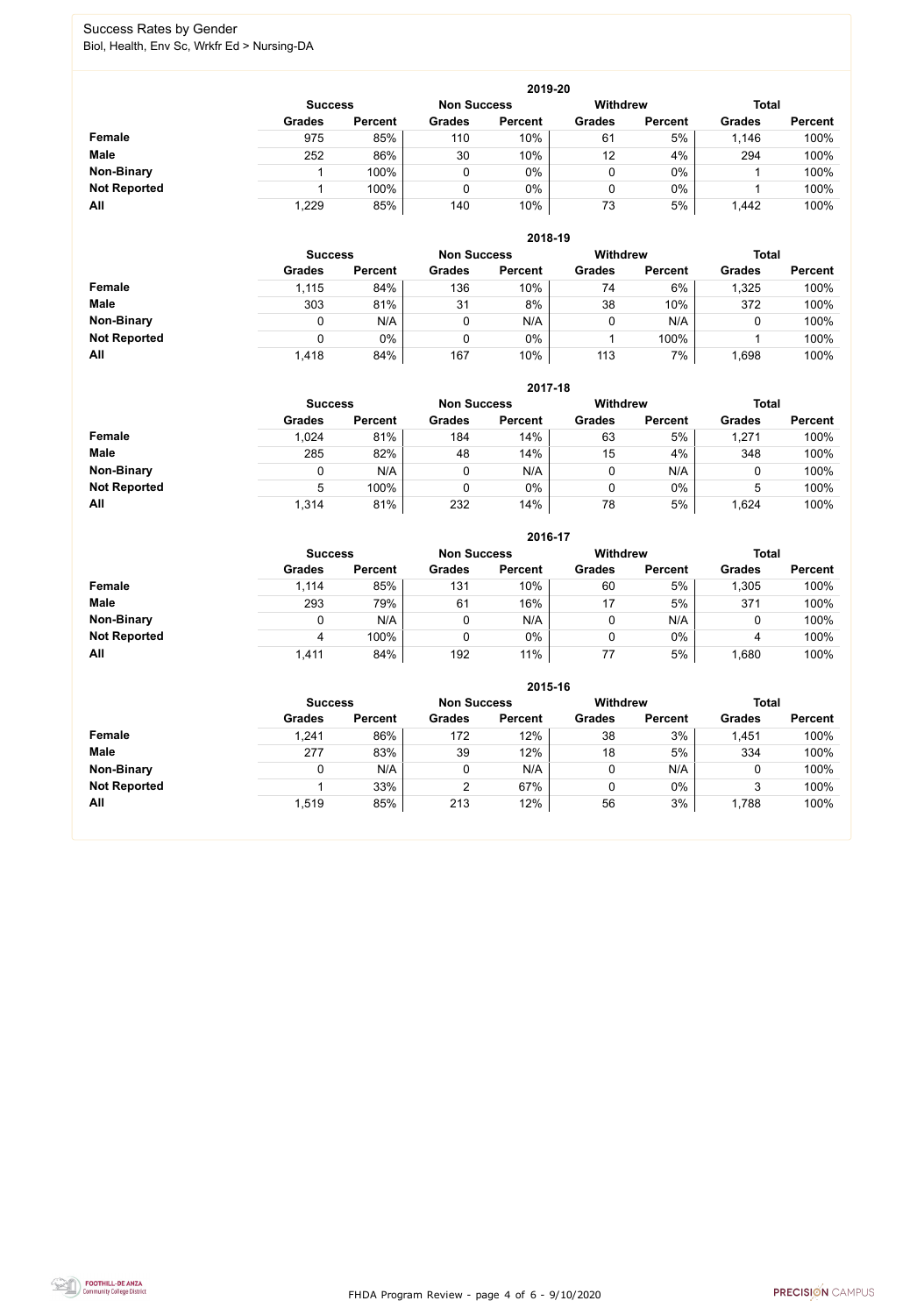# Success Rates by Gender

Biol, Health, Env Sc, Wrkfr Ed > Nursing-DA

## 2019-20

| | Success | | Non Success | | Withdrew | | Total | |
|---|---|---|---|---|---|---|---|---|
| | Grades | Percent | Grades | Percent | Grades | Percent | Grades | Percent |
| **Female** | 975 | 85% | 110 | 10% | 61 | 5% | 1,146 | 100% |
| **Male** | 252 | 86% | 30 | 10% | 12 | 4% | 294 | 100% |
| **Non-Binary** | 1 | 100% | 0 | 0% | 0 | 0% | 1 | 100% |
| **Not Reported** | 1 | 100% | 0 | 0% | 0 | 0% | 1 | 100% |
| **All** | 1,229 | 85% | 140 | 10% | 73 | 5% | 1,442 | 100% |

## 2018-19

| | Success | | Non Success | | Withdrew | | Total | |
|---|---|---|---|---|---|---|---|---|
| | Grades | Percent | Grades | Percent | Grades | Percent | Grades | Percent |
| **Female** | 1,115 | 84% | 136 | 10% | 74 | 6% | 1,325 | 100% |
| **Male** | 303 | 81% | 31 | 8% | 38 | 10% | 372 | 100% |
| **Non-Binary** | 0 | N/A | 0 | N/A | 0 | N/A | 0 | 100% |
| **Not Reported** | 0 | 0% | 0 | 0% | 1 | 100% | 1 | 100% |
| **All** | 1,418 | 84% | 167 | 10% | 113 | 7% | 1,698 | 100% |

## 2017-18

| | Success | | Non Success | | Withdrew | | Total | |
|---|---|---|---|---|---|---|---|---|
| | Grades | Percent | Grades | Percent | Grades | Percent | Grades | Percent |
| **Female** | 1,024 | 81% | 184 | 14% | 63 | 5% | 1,271 | 100% |
| **Male** | 285 | 82% | 48 | 14% | 15 | 4% | 348 | 100% |
| **Non-Binary** | 0 | N/A | 0 | N/A | 0 | N/A | 0 | 100% |
| **Not Reported** | 5 | 100% | 0 | 0% | 0 | 0% | 5 | 100% |
| **All** | 1,314 | 81% | 232 | 14% | 78 | 5% | 1,624 | 100% |

## 2016-17

| | Success | | Non Success | | Withdrew | | Total | |
|---|---|---|---|---|---|---|---|---|
| | Grades | Percent | Grades | Percent | Grades | Percent | Grades | Percent |
| **Female** | 1,114 | 85% | 131 | 10% | 60 | 5% | 1,305 | 100% |
| **Male** | 293 | 79% | 61 | 16% | 17 | 5% | 371 | 100% |
| **Non-Binary** | 0 | N/A | 0 | N/A | 0 | N/A | 0 | 100% |
| **Not Reported** | 4 | 100% | 0 | 0% | 0 | 0% | 4 | 100% |
| **All** | 1,411 | 84% | 192 | 11% | 77 | 5% | 1,680 | 100% |

## 2015-16

| | Success | | Non Success | | Withdrew | | Total | |
|---|---|---|---|---|---|---|---|---|
| | Grades | Percent | Grades | Percent | Grades | Percent | Grades | Percent |
| **Female** | 1,241 | 86% | 172 | 12% | 38 | 3% | 1,451 | 100% |
| **Male** | 277 | 83% | 39 | 12% | 18 | 5% | 334 | 100% |
| **Non-Binary** | 0 | N/A | 0 | N/A | 0 | N/A | 0 | 100% |
| **Not Reported** | 1 | 33% | 2 | 67% | 0 | 0% | 3 | 100% |
| **All** | 1,519 | 85% | 213 | 12% | 56 | 3% | 1,788 | 100% |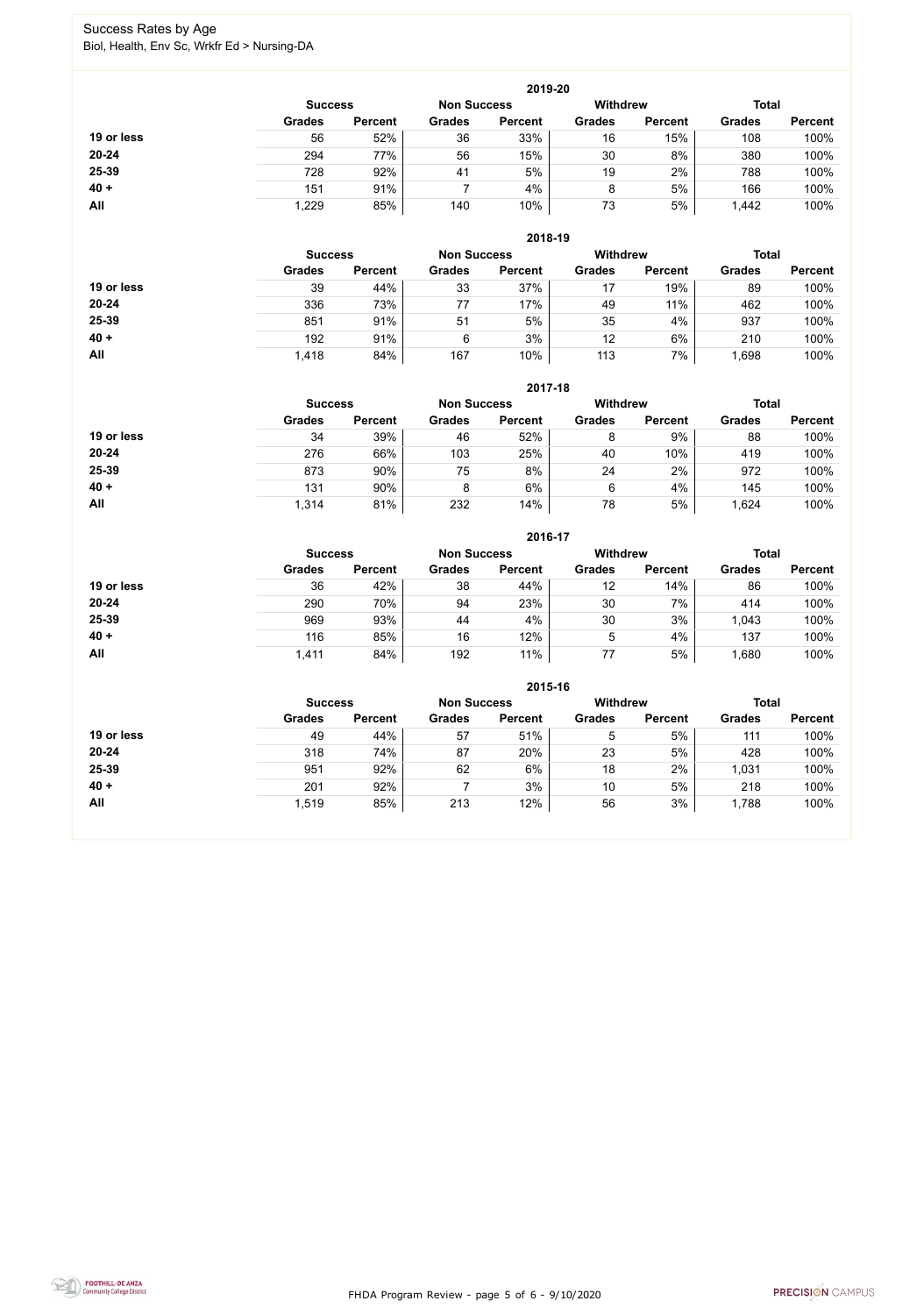# Success Rates by Age

Biol, Health, Env Sc, Wrkfr Ed > Nursing-DA

### 2019-20

| | Success | | Non Success | | Withdrew | | Total | |
|---|---|---|---|---|---|---|---|---|
| | Grades | Percent | Grades | Percent | Grades | Percent | Grades | Percent |
| **19 or less** | 56 | 52% | 36 | 33% | 16 | 15% | 108 | 100% |
| **20-24** | 294 | 77% | 56 | 15% | 30 | 8% | 380 | 100% |
| **25-39** | 728 | 92% | 41 | 5% | 19 | 2% | 788 | 100% |
| **40 +** | 151 | 91% | 7 | 4% | 8 | 5% | 166 | 100% |
| **All** | 1,229 | 85% | 140 | 10% | 73 | 5% | 1,442 | 100% |

### 2018-19

| | Success | | Non Success | | Withdrew | | Total | |
|---|---|---|---|---|---|---|---|---|
| | Grades | Percent | Grades | Percent | Grades | Percent | Grades | Percent |
| **19 or less** | 39 | 44% | 33 | 37% | 17 | 19% | 89 | 100% |
| **20-24** | 336 | 73% | 77 | 17% | 49 | 11% | 462 | 100% |
| **25-39** | 851 | 91% | 51 | 5% | 35 | 4% | 937 | 100% |
| **40 +** | 192 | 91% | 6 | 3% | 12 | 6% | 210 | 100% |
| **All** | 1,418 | 84% | 167 | 10% | 113 | 7% | 1,698 | 100% |

### 2017-18

| | Success | | Non Success | | Withdrew | | Total | |
|---|---|---|---|---|---|---|---|---|
| | Grades | Percent | Grades | Percent | Grades | Percent | Grades | Percent |
| **19 or less** | 34 | 39% | 46 | 52% | 8 | 9% | 88 | 100% |
| **20-24** | 276 | 66% | 103 | 25% | 40 | 10% | 419 | 100% |
| **25-39** | 873 | 90% | 75 | 8% | 24 | 2% | 972 | 100% |
| **40 +** | 131 | 90% | 8 | 6% | 6 | 4% | 145 | 100% |
| **All** | 1,314 | 81% | 232 | 14% | 78 | 5% | 1,624 | 100% |

### 2016-17

| | Success | | Non Success | | Withdrew | | Total | |
|---|---|---|---|---|---|---|---|---|
| | Grades | Percent | Grades | Percent | Grades | Percent | Grades | Percent |
| **19 or less** | 36 | 42% | 38 | 44% | 12 | 14% | 86 | 100% |
| **20-24** | 290 | 70% | 94 | 23% | 30 | 7% | 414 | 100% |
| **25-39** | 969 | 93% | 44 | 4% | 30 | 3% | 1,043 | 100% |
| **40 +** | 116 | 85% | 16 | 12% | 5 | 4% | 137 | 100% |
| **All** | 1,411 | 84% | 192 | 11% | 77 | 5% | 1,680 | 100% |

### 2015-16

| | Success | | Non Success | | Withdrew | | Total | |
|---|---|---|---|---|---|---|---|---|
| | Grades | Percent | Grades | Percent | Grades | Percent | Grades | Percent |
| **19 or less** | 49 | 44% | 57 | 51% | 5 | 5% | 111 | 100% |
| **20-24** | 318 | 74% | 87 | 20% | 23 | 5% | 428 | 100% |
| **25-39** | 951 | 92% | 62 | 6% | 18 | 2% | 1,031 | 100% |
| **40 +** | 201 | 92% | 7 | 3% | 10 | 5% | 218 | 100% |
| **All** | 1,519 | 85% | 213 | 12% | 56 | 3% | 1,788 | 100% |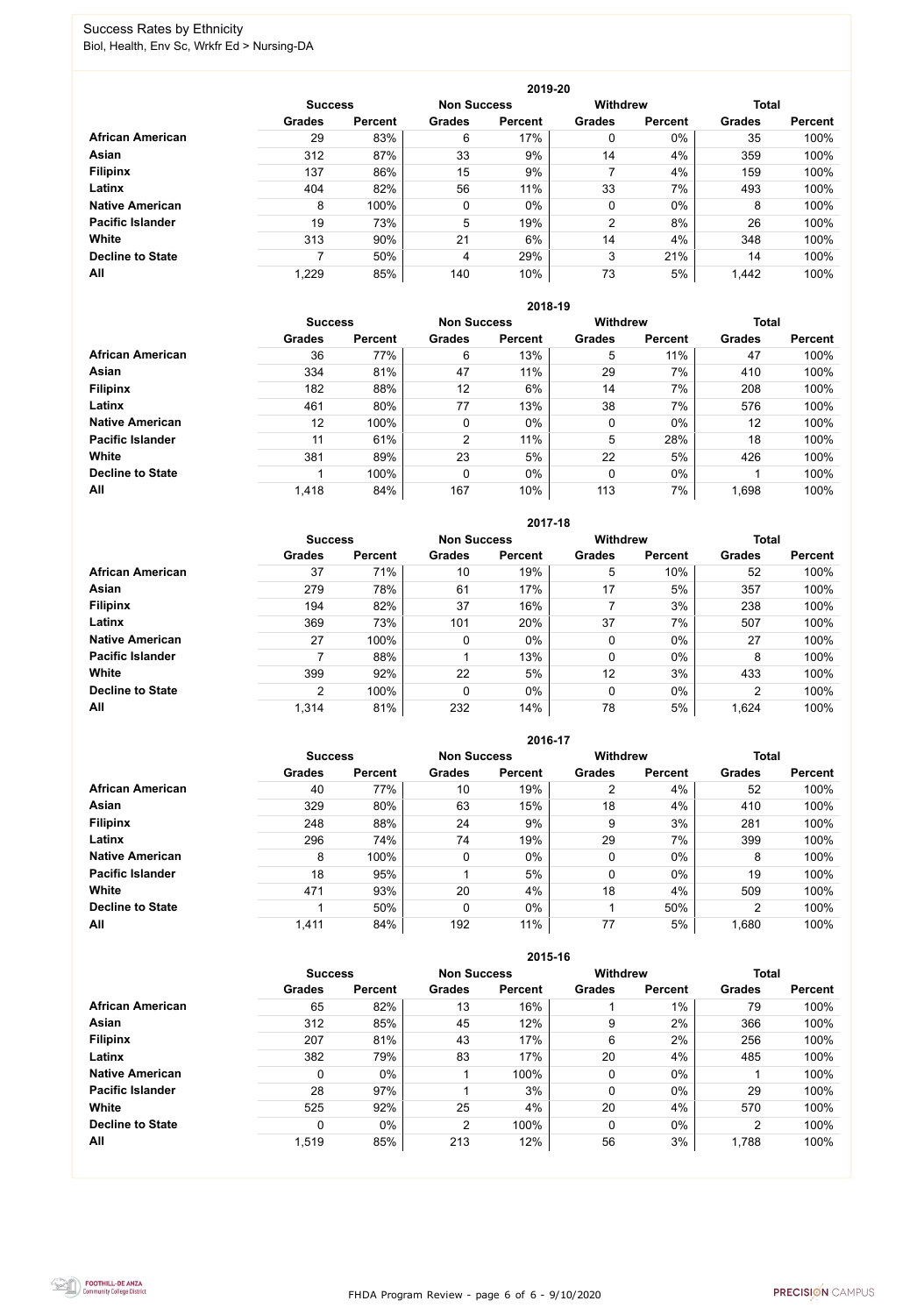# Success Rates by Ethnicity

Biol, Health, Env Sc, Wrkfr Ed > Nursing-DA

## 2019-20

| | Success | | Non Success | | Withdrew | | Total | |
|---|---|---|---|---|---|---|---|---|
| | Grades | Percent | Grades | Percent | Grades | Percent | Grades | Percent |
| **African American** | 29 | 83% | 6 | 17% | 0 | 0% | 35 | 100% |
| **Asian** | 312 | 87% | 33 | 9% | 14 | 4% | 359 | 100% |
| **Filipinx** | 137 | 86% | 15 | 9% | 7 | 4% | 159 | 100% |
| **Latinx** | 404 | 82% | 56 | 11% | 33 | 7% | 493 | 100% |
| **Native American** | 8 | 100% | 0 | 0% | 0 | 0% | 8 | 100% |
| **Pacific Islander** | 19 | 73% | 5 | 19% | 2 | 8% | 26 | 100% |
| **White** | 313 | 90% | 21 | 6% | 14 | 4% | 348 | 100% |
| **Decline to State** | 7 | 50% | 4 | 29% | 3 | 21% | 14 | 100% |
| **All** | 1,229 | 85% | 140 | 10% | 73 | 5% | 1,442 | 100% |

## 2018-19

| | Success | | Non Success | | Withdrew | | Total | |
|---|---|---|---|---|---|---|---|---|
| | Grades | Percent | Grades | Percent | Grades | Percent | Grades | Percent |
| **African American** | 36 | 77% | 6 | 13% | 5 | 11% | 47 | 100% |
| **Asian** | 334 | 81% | 47 | 11% | 29 | 7% | 410 | 100% |
| **Filipinx** | 182 | 88% | 12 | 6% | 14 | 7% | 208 | 100% |
| **Latinx** | 461 | 80% | 77 | 13% | 38 | 7% | 576 | 100% |
| **Native American** | 12 | 100% | 0 | 0% | 0 | 0% | 12 | 100% |
| **Pacific Islander** | 11 | 61% | 2 | 11% | 5 | 28% | 18 | 100% |
| **White** | 381 | 89% | 23 | 5% | 22 | 5% | 426 | 100% |
| **Decline to State** | 1 | 100% | 0 | 0% | 0 | 0% | 1 | 100% |
| **All** | 1,418 | 84% | 167 | 10% | 113 | 7% | 1,698 | 100% |

## 2017-18

| | Success | | Non Success | | Withdrew | | Total | |
|---|---|---|---|---|---|---|---|---|
| | Grades | Percent | Grades | Percent | Grades | Percent | Grades | Percent |
| **African American** | 37 | 71% | 10 | 19% | 5 | 10% | 52 | 100% |
| **Asian** | 279 | 78% | 61 | 17% | 17 | 5% | 357 | 100% |
| **Filipinx** | 194 | 82% | 37 | 16% | 7 | 3% | 238 | 100% |
| **Latinx** | 369 | 73% | 101 | 20% | 37 | 7% | 507 | 100% |
| **Native American** | 27 | 100% | 0 | 0% | 0 | 0% | 27 | 100% |
| **Pacific Islander** | 7 | 88% | 1 | 13% | 0 | 0% | 8 | 100% |
| **White** | 399 | 92% | 22 | 5% | 12 | 3% | 433 | 100% |
| **Decline to State** | 2 | 100% | 0 | 0% | 0 | 0% | 2 | 100% |
| **All** | 1,314 | 81% | 232 | 14% | 78 | 5% | 1,624 | 100% |

## 2016-17

| | Success | | Non Success | | Withdrew | | Total | |
|---|---|---|---|---|---|---|---|---|
| | Grades | Percent | Grades | Percent | Grades | Percent | Grades | Percent |
| **African American** | 40 | 77% | 10 | 19% | 2 | 4% | 52 | 100% |
| **Asian** | 329 | 80% | 63 | 15% | 18 | 4% | 410 | 100% |
| **Filipinx** | 248 | 88% | 24 | 9% | 9 | 3% | 281 | 100% |
| **Latinx** | 296 | 74% | 74 | 19% | 29 | 7% | 399 | 100% |
| **Native American** | 8 | 100% | 0 | 0% | 0 | 0% | 8 | 100% |
| **Pacific Islander** | 18 | 95% | 1 | 5% | 0 | 0% | 19 | 100% |
| **White** | 471 | 93% | 20 | 4% | 18 | 4% | 509 | 100% |
| **Decline to State** | 1 | 50% | 0 | 0% | 1 | 50% | 2 | 100% |
| **All** | 1,411 | 84% | 192 | 11% | 77 | 5% | 1,680 | 100% |

## 2015-16

| | Success | | Non Success | | Withdrew | | Total | |
|---|---|---|---|---|---|---|---|---|
| | Grades | Percent | Grades | Percent | Grades | Percent | Grades | Percent |
| **African American** | 65 | 82% | 13 | 16% | 1 | 1% | 79 | 100% |
| **Asian** | 312 | 85% | 45 | 12% | 9 | 2% | 366 | 100% |
| **Filipinx** | 207 | 81% | 43 | 17% | 6 | 2% | 256 | 100% |
| **Latinx** | 382 | 79% | 83 | 17% | 20 | 4% | 485 | 100% |
| **Native American** | 0 | 0% | 1 | 100% | 0 | 0% | 1 | 100% |
| **Pacific Islander** | 28 | 97% | 1 | 3% | 0 | 0% | 29 | 100% |
| **White** | 525 | 92% | 25 | 4% | 20 | 4% | 570 | 100% |
| **Decline to State** | 0 | 0% | 2 | 100% | 0 | 0% | 2 | 100% |
| **All** | 1,519 | 85% | 213 | 12% | 56 | 3% | 1,788 | 100% |